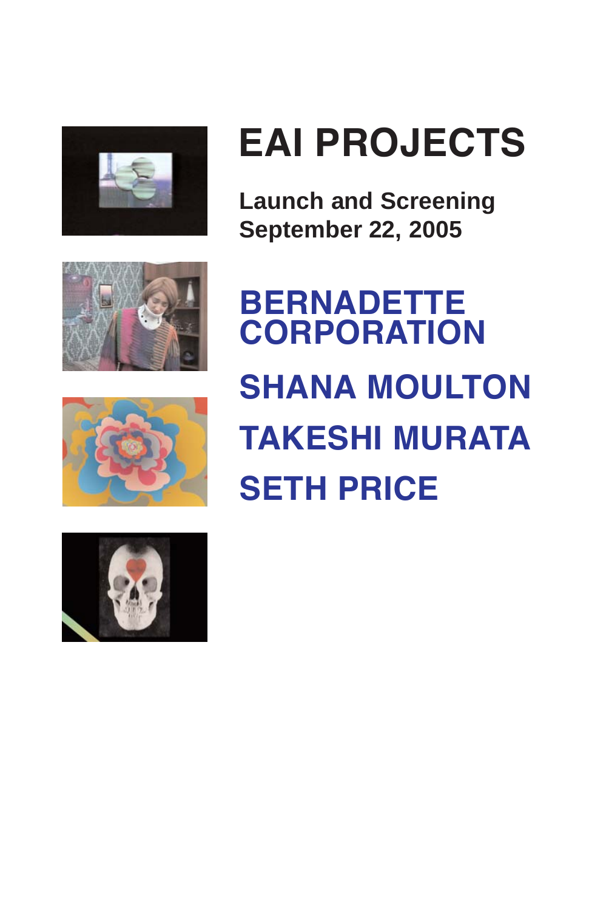# EAI PROJECTS

**Launch and Screening**
**September 22, 2005**

## BERNADETTE CORPORATION

## SHANA MOULTON

## TAKESHI MURATA

## SETH PRICE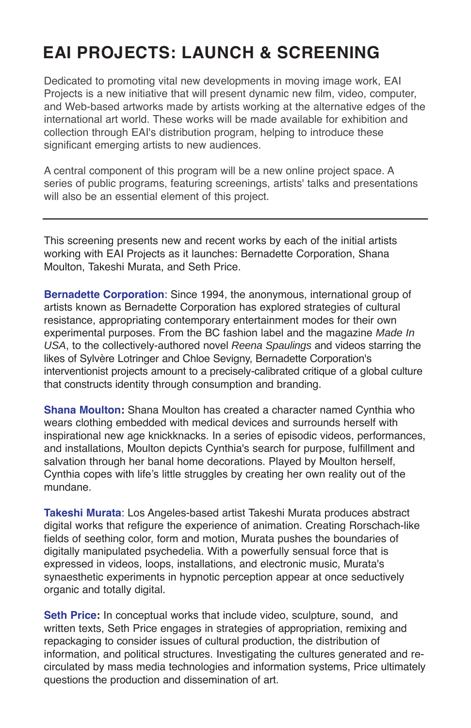# EAI PROJECTS: LAUNCH & SCREENING

Dedicated to promoting vital new developments in moving image work, EAI Projects is a new initiative that will present dynamic new film, video, computer, and Web-based artworks made by artists working at the alternative edges of the international art world. These works will be made available for exhibition and collection through EAI's distribution program, helping to introduce these significant emerging artists to new audiences.

A central component of this program will be a new online project space. A series of public programs, featuring screenings, artists' talks and presentations will also be an essential element of this project.

---

This screening presents new and recent works by each of the initial artists working with EAI Projects as it launches: Bernadette Corporation, Shana Moulton, Takeshi Murata, and Seth Price.

**Bernadette Corporation**: Since 1994, the anonymous, international group of artists known as Bernadette Corporation has explored strategies of cultural resistance, appropriating contemporary entertainment modes for their own experimental purposes. From the BC fashion label and the magazine *Made In USA*, to the collectively-authored novel *Reena Spaulings* and videos starring the likes of Sylvère Lotringer and Chloe Sevigny, Bernadette Corporation's interventionist projects amount to a precisely-calibrated critique of a global culture that constructs identity through consumption and branding.

**Shana Moulton:** Shana Moulton has created a character named Cynthia who wears clothing embedded with medical devices and surrounds herself with inspirational new age knickknacks. In a series of episodic videos, performances, and installations, Moulton depicts Cynthia's search for purpose, fulfillment and salvation through her banal home decorations. Played by Moulton herself, Cynthia copes with life's little struggles by creating her own reality out of the mundane.

**Takeshi Murata**: Los Angeles-based artist Takeshi Murata produces abstract digital works that refigure the experience of animation. Creating Rorschach-like fields of seething color, form and motion, Murata pushes the boundaries of digitally manipulated psychedelia. With a powerfully sensual force that is expressed in videos, loops, installations, and electronic music, Murata's synaesthetic experiments in hypnotic perception appear at once seductively organic and totally digital.

**Seth Price:** In conceptual works that include video, sculpture, sound, and written texts, Seth Price engages in strategies of appropriation, remixing and repackaging to consider issues of cultural production, the distribution of information, and political structures. Investigating the cultures generated and re-circulated by mass media technologies and information systems, Price ultimately questions the production and dissemination of art.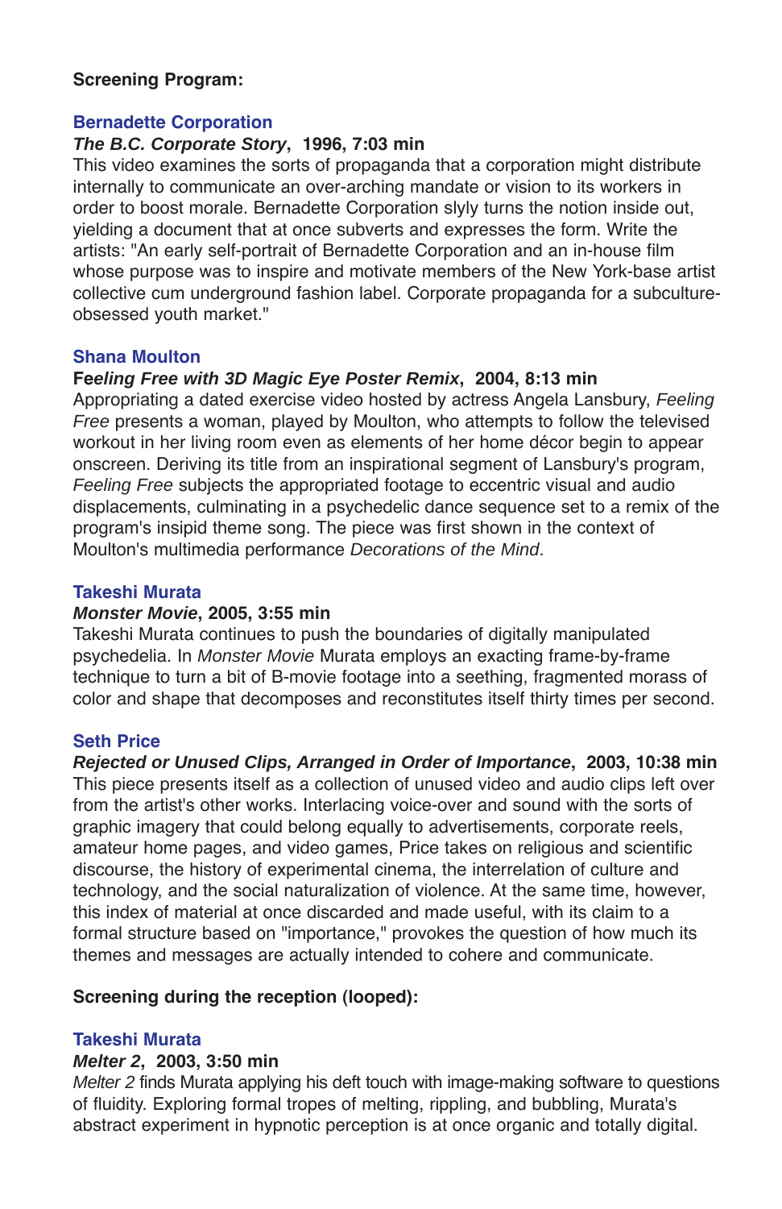**Screening Program:**

### Bernadette Corporation

***The B.C. Corporate Story*, 1996, 7:03 min**

This video examines the sorts of propaganda that a corporation might distribute internally to communicate an over-arching mandate or vision to its workers in order to boost morale. Bernadette Corporation slyly turns the notion inside out, yielding a document that at once subverts and expresses the form. Write the artists: "An early self-portrait of Bernadette Corporation and an in-house film whose purpose was to inspire and motivate members of the New York-base artist collective cum underground fashion label. Corporate propaganda for a subculture-obsessed youth market."

### Shana Moulton

**F*eeling Free with 3D Magic Eye Poster Remix*, 2004, 8:13 min**

Appropriating a dated exercise video hosted by actress Angela Lansbury, *Feeling Free* presents a woman, played by Moulton, who attempts to follow the televised workout in her living room even as elements of her home décor begin to appear onscreen. Deriving its title from an inspirational segment of Lansbury's program, *Feeling Free* subjects the appropriated footage to eccentric visual and audio displacements, culminating in a psychedelic dance sequence set to a remix of the program's insipid theme song. The piece was first shown in the context of Moulton's multimedia performance *Decorations of the Mind*.

### Takeshi Murata

***Monster Movie*, 2005, 3:55 min**

Takeshi Murata continues to push the boundaries of digitally manipulated psychedelia. In *Monster Movie* Murata employs an exacting frame-by-frame technique to turn a bit of B-movie footage into a seething, fragmented morass of color and shape that decomposes and reconstitutes itself thirty times per second.

### Seth Price

***Rejected or Unused Clips, Arranged in Order of Importance*, 2003, 10:38 min**

This piece presents itself as a collection of unused video and audio clips left over from the artist's other works. Interlacing voice-over and sound with the sorts of graphic imagery that could belong equally to advertisements, corporate reels, amateur home pages, and video games, Price takes on religious and scientific discourse, the history of experimental cinema, the interrelation of culture and technology, and the social naturalization of violence. At the same time, however, this index of material at once discarded and made useful, with its claim to a formal structure based on "importance," provokes the question of how much its themes and messages are actually intended to cohere and communicate.

**Screening during the reception (looped):**

### Takeshi Murata

***Melter 2*, 2003, 3:50 min**

*Melter 2* finds Murata applying his deft touch with image-making software to questions of fluidity. Exploring formal tropes of melting, rippling, and bubbling, Murata's abstract experiment in hypnotic perception is at once organic and totally digital.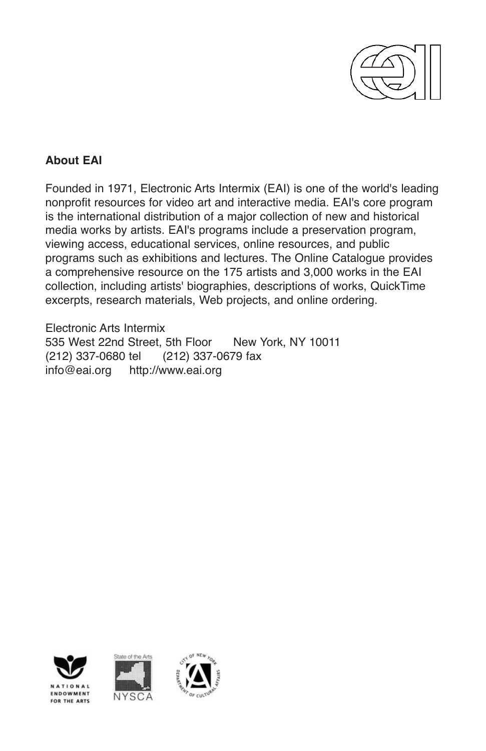**About EAI**

Founded in 1971, Electronic Arts Intermix (EAI) is one of the world's leading nonprofit resources for video art and interactive media. EAI's core program is the international distribution of a major collection of new and historical media works by artists. EAI's programs include a preservation program, viewing access, educational services, online resources, and public programs such as exhibitions and lectures. The Online Catalogue provides a comprehensive resource on the 175 artists and 3,000 works in the EAI collection, including artists' biographies, descriptions of works, QuickTime excerpts, research materials, Web projects, and online ordering.

Electronic Arts Intermix
535 West 22nd Street, 5th Floor     New York, NY 10011
(212) 337-0680 tel     (212) 337-0679 fax
info@eai.org     http://www.eai.org

NATIONAL ENDOWMENT FOR THE ARTS

State of the Arts
NYSCA

CITY OF NEW YORK DEPARTMENT OF CULTURAL AFFAIRS